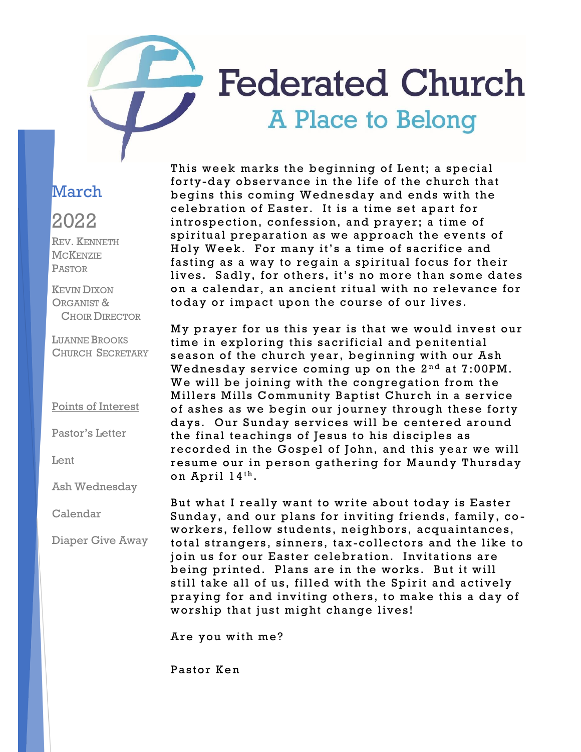# Federated Church

## A Place to Belong

March

2022

Rev. Kenneth McKenzie
Pastor

Kevin Dixon
Organist & Choir Director

Luanne Brooks
Church Secretary

Points of Interest

- Pastor's Letter
- Lent
- Ash Wednesday
- Calendar
- Diaper Give Away

This week marks the beginning of Lent; a special forty-day observance in the life of the church that begins this coming Wednesday and ends with the celebration of Easter. It is a time set apart for introspection, confession, and prayer; a time of spiritual preparation as we approach the events of Holy Week. For many it's a time of sacrifice and fasting as a way to regain a spiritual focus for their lives. Sadly, for others, it's no more than some dates on a calendar, an ancient ritual with no relevance for today or impact upon the course of our lives.

My prayer for us this year is that we would invest our time in exploring this sacrificial and penitential season of the church year, beginning with our Ash Wednesday service coming up on the 2nd at 7:00PM. We will be joining with the congregation from the Millers Mills Community Baptist Church in a service of ashes as we begin our journey through these forty days. Our Sunday services will be centered around the final teachings of Jesus to his disciples as recorded in the Gospel of John, and this year we will resume our in person gathering for Maundy Thursday on April 14th.

But what I really want to write about today is Easter Sunday, and our plans for inviting friends, family, co-workers, fellow students, neighbors, acquaintances, total strangers, sinners, tax-collectors and the like to join us for our Easter celebration. Invitations are being printed. Plans are in the works. But it will still take all of us, filled with the Spirit and actively praying for and inviting others, to make this a day of worship that just might change lives!

Are you with me?

Pastor Ken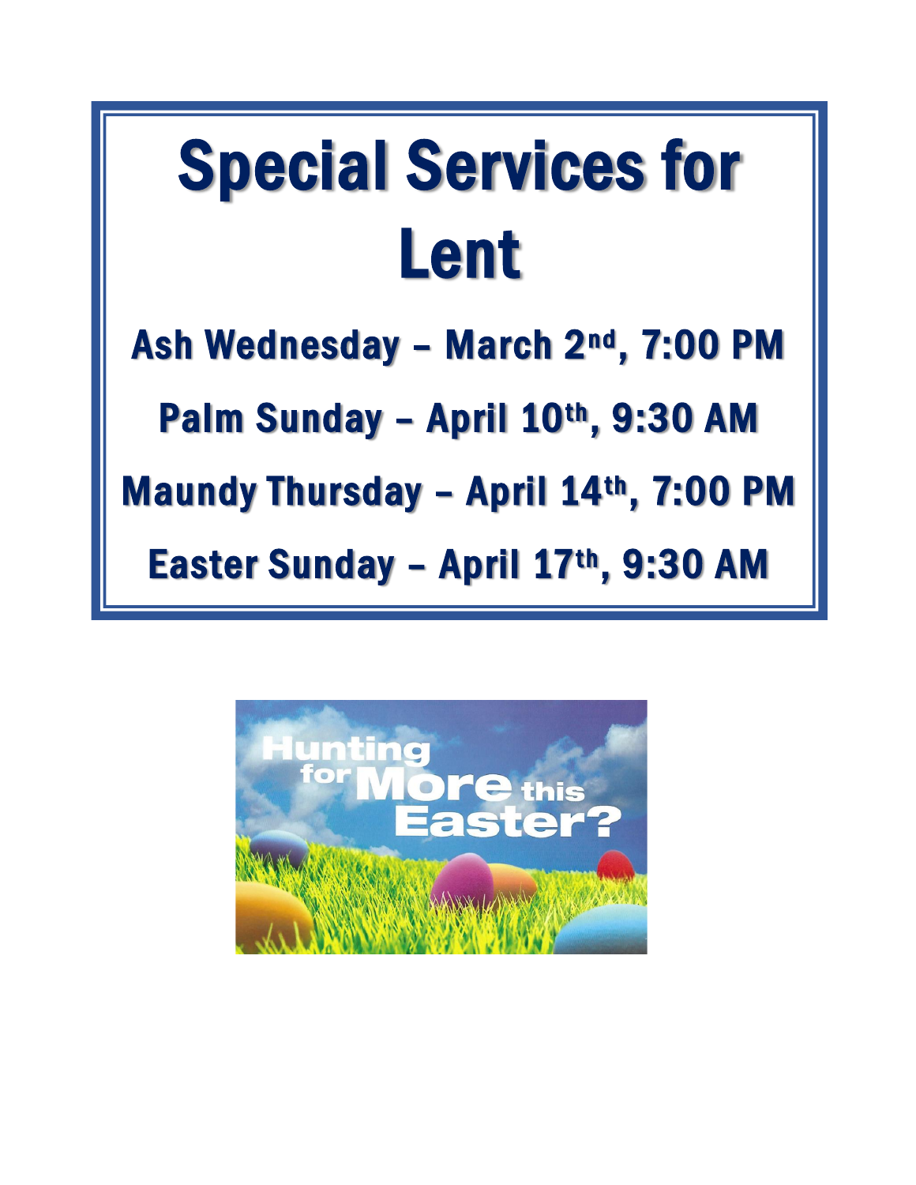# Special Services for Lent

**Ash Wednesday – March 2nd, 7:00 PM**

**Palm Sunday – April 10th, 9:30 AM**

**Maundy Thursday – April 14th, 7:00 PM**

**Easter Sunday – April 17th, 9:30 AM**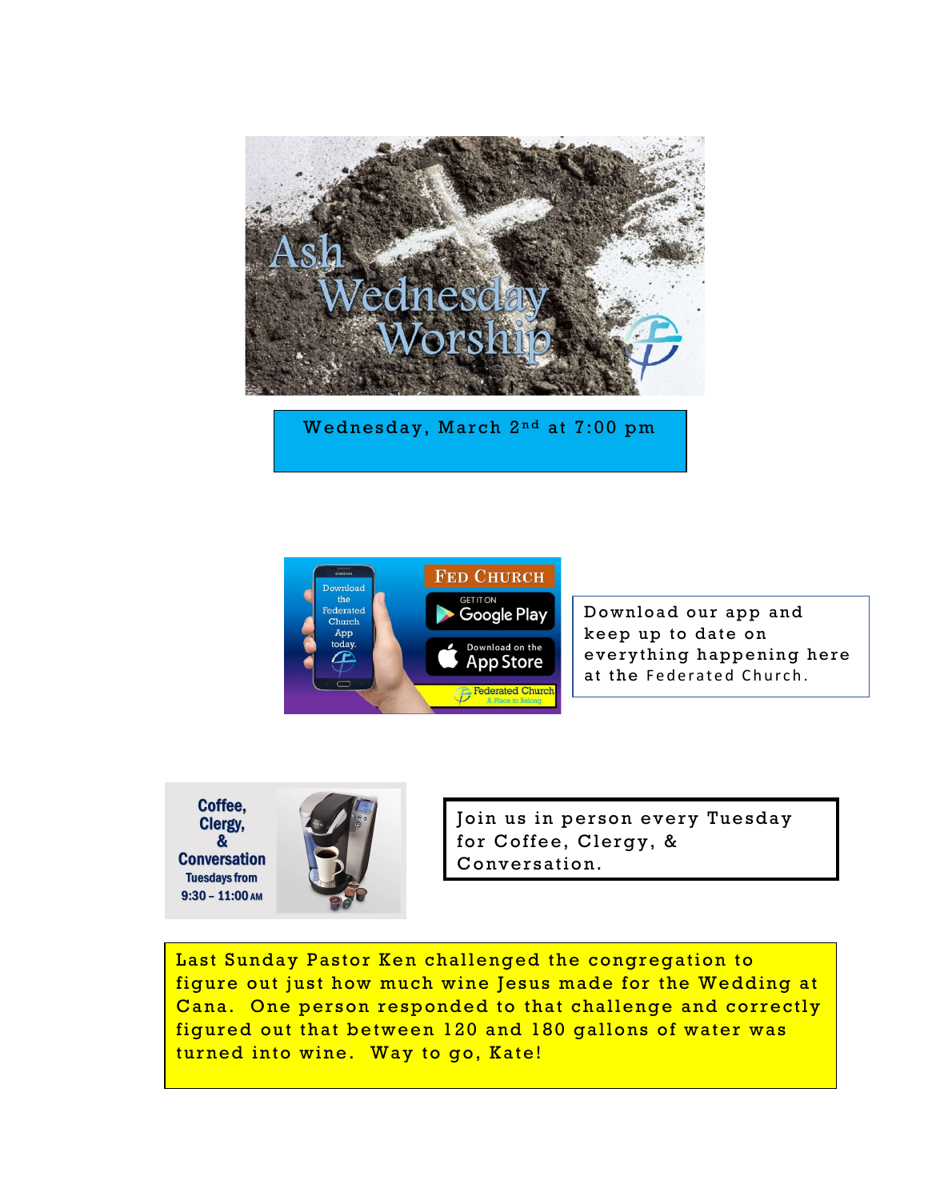Ash Wednesday Worship

Wednesday, March 2nd at 7:00 pm

FED CHURCH

Download the Federated Church App today.

GET IT ON Google Play

Download on the App Store

Federated Church
A Place to Belong

Download our app and keep up to date on everything happening here at the Federated Church.

Coffee, Clergy, & Conversation
Tuesdays from 9:30 – 11:00 AM

Join us in person every Tuesday for Coffee, Clergy, & Conversation.

Last Sunday Pastor Ken challenged the congregation to figure out just how much wine Jesus made for the Wedding at Cana. One person responded to that challenge and correctly figured out that between 120 and 180 gallons of water was turned into wine. Way to go, Kate!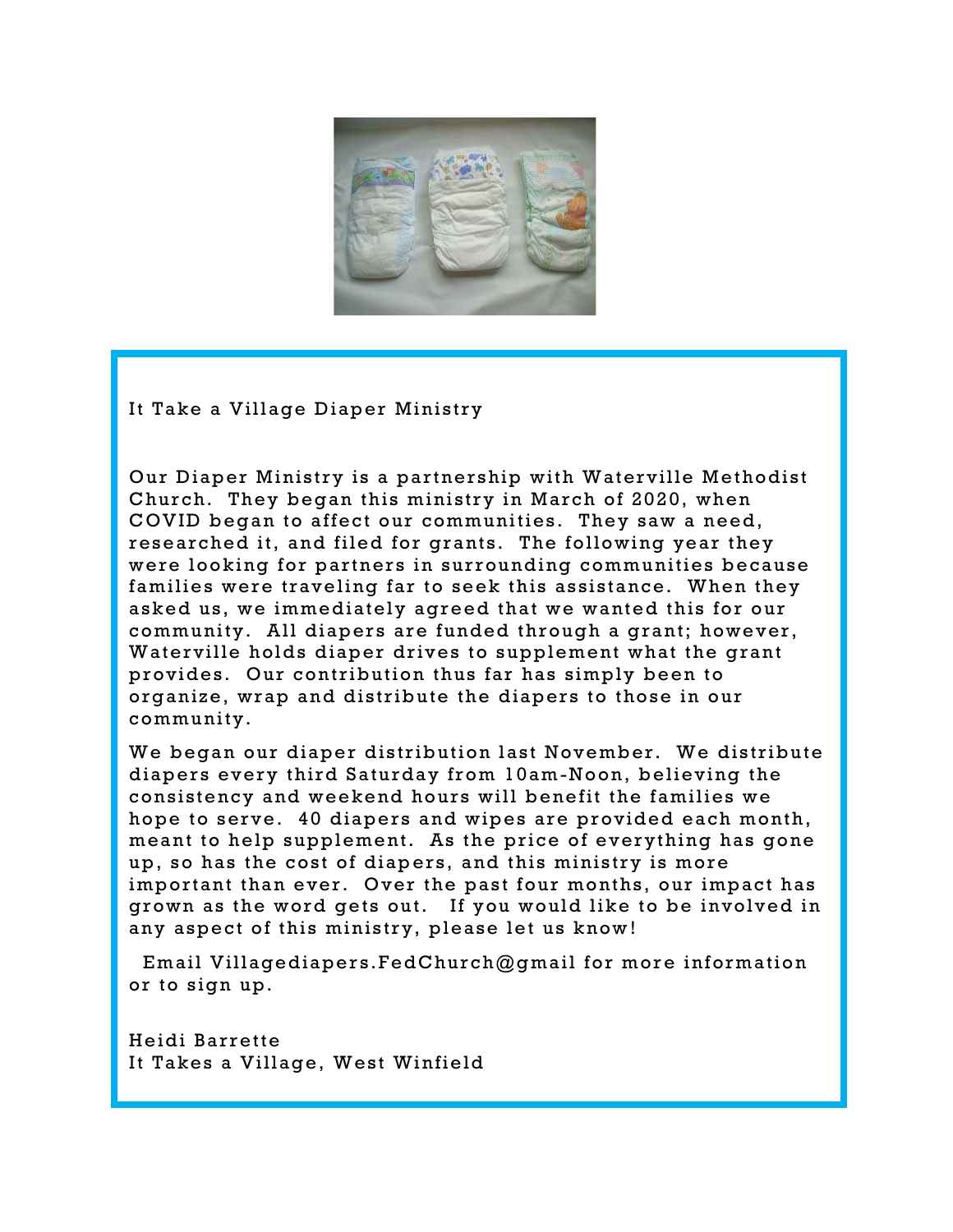It Take a Village Diaper Ministry

Our Diaper Ministry is a partnership with Waterville Methodist Church. They began this ministry in March of 2020, when COVID began to affect our communities. They saw a need, researched it, and filed for grants. The following year they were looking for partners in surrounding communities because families were traveling far to seek this assistance. When they asked us, we immediately agreed that we wanted this for our community. All diapers are funded through a grant; however, Waterville holds diaper drives to supplement what the grant provides. Our contribution thus far has simply been to organize, wrap and distribute the diapers to those in our community.

We began our diaper distribution last November. We distribute diapers every third Saturday from 10am-Noon, believing the consistency and weekend hours will benefit the families we hope to serve. 40 diapers and wipes are provided each month, meant to help supplement. As the price of everything has gone up, so has the cost of diapers, and this ministry is more important than ever. Over the past four months, our impact has grown as the word gets out. If you would like to be involved in any aspect of this ministry, please let us know!

Email Villagediapers.FedChurch@gmail for more information or to sign up.

Heidi Barrette
It Takes a Village, West Winfield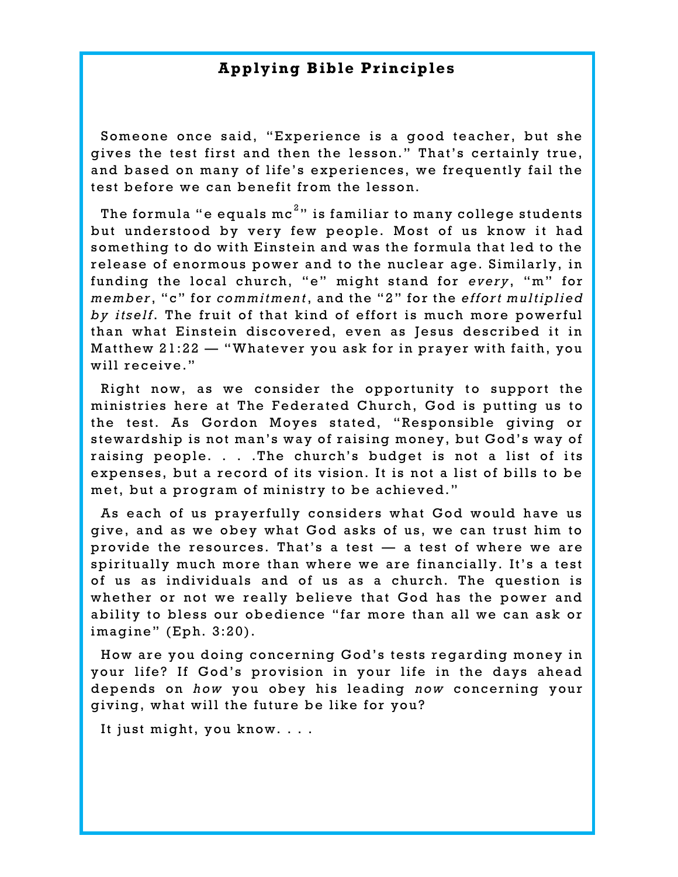## Applying Bible Principles

Someone once said, "Experience is a good teacher, but she gives the test first and then the lesson." That's certainly true, and based on many of life's experiences, we frequently fail the test before we can benefit from the lesson.

The formula "e equals $mc^2$" is familiar to many college students but understood by very few people. Most of us know it had something to do with Einstein and was the formula that led to the release of enormous power and to the nuclear age. Similarly, in funding the local church, "e" might stand for *every*, "m" for *member*, "c" for *commitment*, and the "2" for the *effort multiplied by itself*. The fruit of that kind of effort is much more powerful than what Einstein discovered, even as Jesus described it in Matthew 21:22 — "Whatever you ask for in prayer with faith, you will receive."

Right now, as we consider the opportunity to support the ministries here at The Federated Church, God is putting us to the test. As Gordon Moyes stated, "Responsible giving or stewardship is not man's way of raising money, but God's way of raising people. . . .The church's budget is not a list of its expenses, but a record of its vision. It is not a list of bills to be met, but a program of ministry to be achieved."

As each of us prayerfully considers what God would have us give, and as we obey what God asks of us, we can trust him to provide the resources. That's a test — a test of where we are spiritually much more than where we are financially. It's a test of us as individuals and of us as a church. The question is whether or not we really believe that God has the power and ability to bless our obedience "far more than all we can ask or imagine" (Eph. 3:20).

How are you doing concerning God's tests regarding money in your life? If God's provision in your life in the days ahead depends on *how* you obey his leading *now* concerning your giving, what will the future be like for you?

It just might, you know. . . .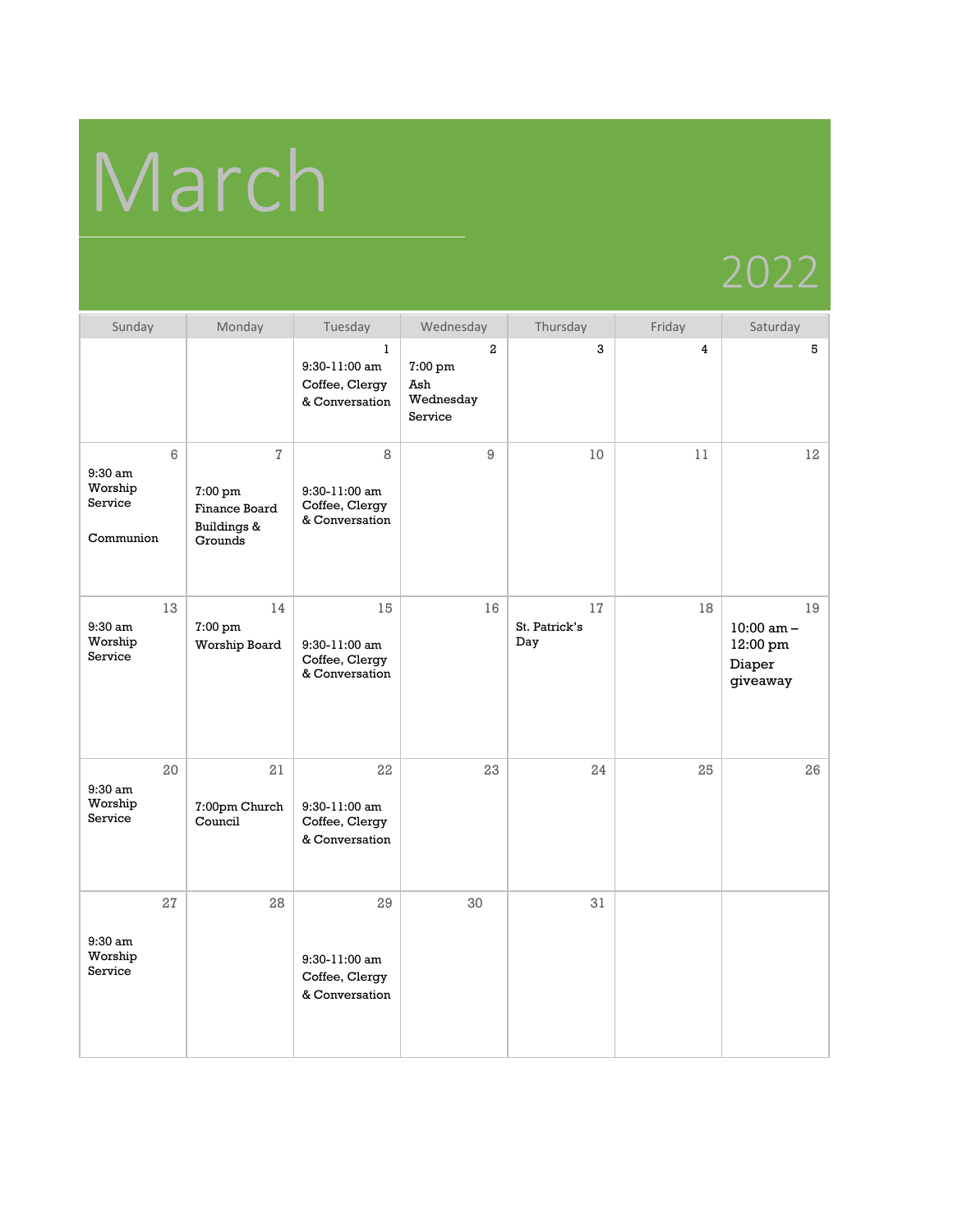# March

## 2022

| Sunday | Monday | Tuesday | Wednesday | Thursday | Friday | Saturday |
|---|---|---|---|---|---|---|
| | | 1<br>9:30-11:00 am Coffee, Clergy & Conversation | 2<br>7:00 pm Ash Wednesday Service | 3 | 4 | 5 |
| 6<br>9:30 am Worship Service<br><br>Communion | 7<br>7:00 pm Finance Board<br>Buildings & Grounds | 8<br>9:30-11:00 am Coffee, Clergy & Conversation | 9 | 10 | 11 | 12 |
| 13<br>9:30 am Worship Service | 14<br>7:00 pm Worship Board | 15<br>9:30-11:00 am Coffee, Clergy & Conversation | 16 | 17<br>St. Patrick's Day | 18 | 19<br>10:00 am – 12:00 pm<br>Diaper giveaway |
| 20<br>9:30 am Worship Service | 21<br>7:00pm Church Council | 22<br>9:30-11:00 am Coffee, Clergy & Conversation | 23 | 24 | 25 | 26 |
| 27<br>9:30 am Worship Service | 28 | 29<br>9:30-11:00 am Coffee, Clergy & Conversation | 30 | 31 | | |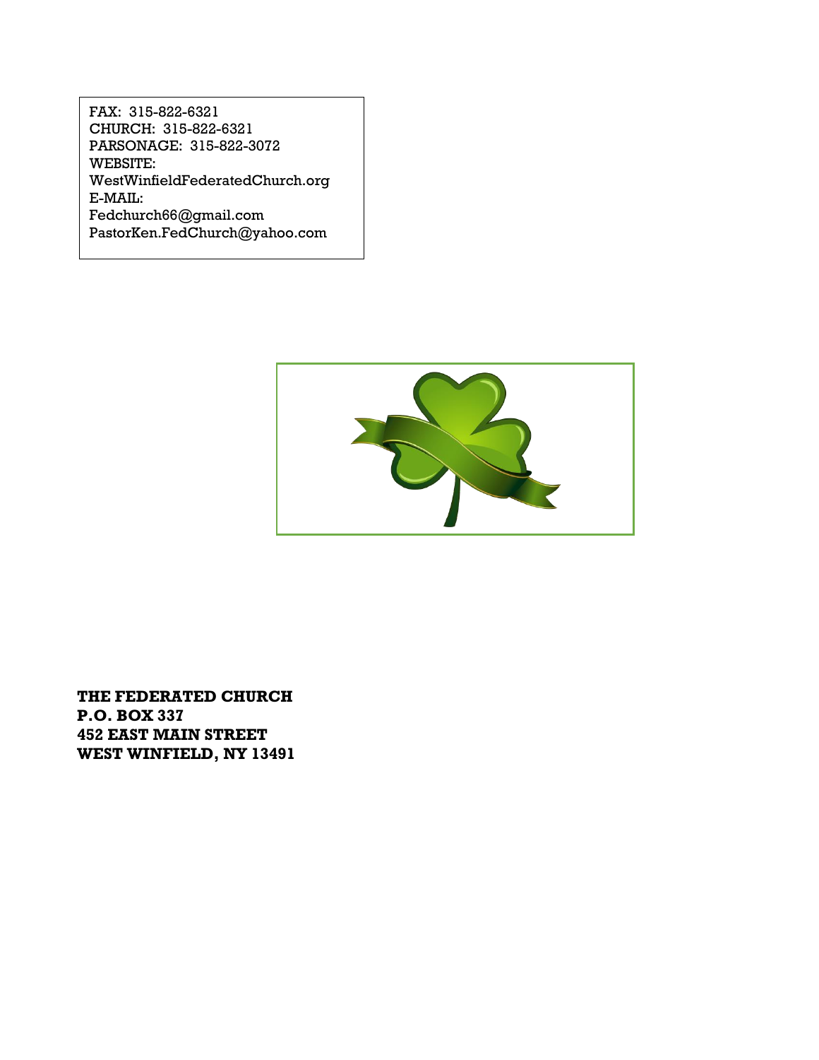FAX: 315-822-6321
CHURCH: 315-822-6321
PARSONAGE: 315-822-3072
WEBSITE:
WestWinfieldFederatedChurch.org
E-MAIL:
Fedchurch66@gmail.com
PastorKen.FedChurch@yahoo.com

**THE FEDERATED CHURCH**
**P.O. BOX 337**
**452 EAST MAIN STREET**
**WEST WINFIELD, NY 13491**